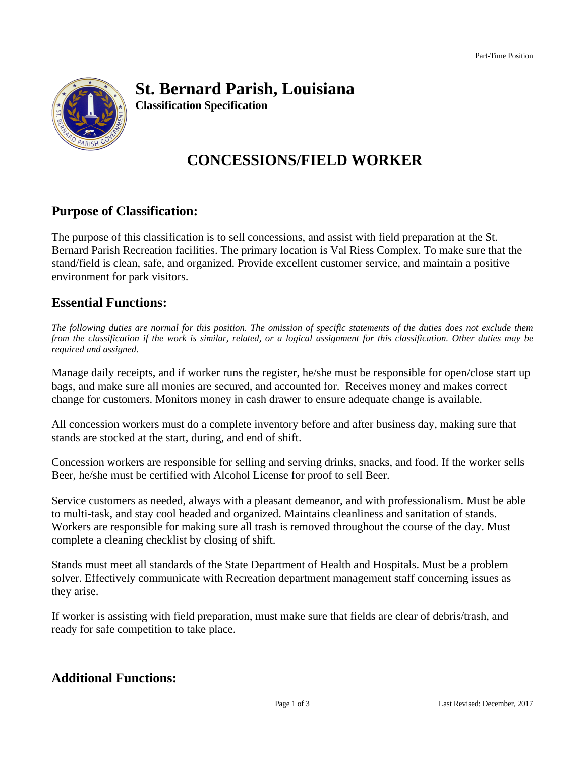Part-Time Position

# St. Bernard Parish, Louisiana

**Classification Specification**

# CONCESSIONS/FIELD WORKER

## Purpose of Classification:

The purpose of this classification is to sell concessions, and assist with field preparation at the St. Bernard Parish Recreation facilities. The primary location is Val Riess Complex. To make sure that the stand/field is clean, safe, and organized. Provide excellent customer service, and maintain a positive environment for park visitors.

## Essential Functions:

*The following duties are normal for this position. The omission of specific statements of the duties does not exclude them from the classification if the work is similar, related, or a logical assignment for this classification. Other duties may be required and assigned.*

Manage daily receipts, and if worker runs the register, he/she must be responsible for open/close start up bags, and make sure all monies are secured, and accounted for. Receives money and makes correct change for customers. Monitors money in cash drawer to ensure adequate change is available.

All concession workers must do a complete inventory before and after business day, making sure that stands are stocked at the start, during, and end of shift.

Concession workers are responsible for selling and serving drinks, snacks, and food. If the worker sells Beer, he/she must be certified with Alcohol License for proof to sell Beer.

Service customers as needed, always with a pleasant demeanor, and with professionalism. Must be able to multi-task, and stay cool headed and organized. Maintains cleanliness and sanitation of stands. Workers are responsible for making sure all trash is removed throughout the course of the day. Must complete a cleaning checklist by closing of shift.

Stands must meet all standards of the State Department of Health and Hospitals. Must be a problem solver. Effectively communicate with Recreation department management staff concerning issues as they arise.

If worker is assisting with field preparation, must make sure that fields are clear of debris/trash, and ready for safe competition to take place.

## Additional Functions: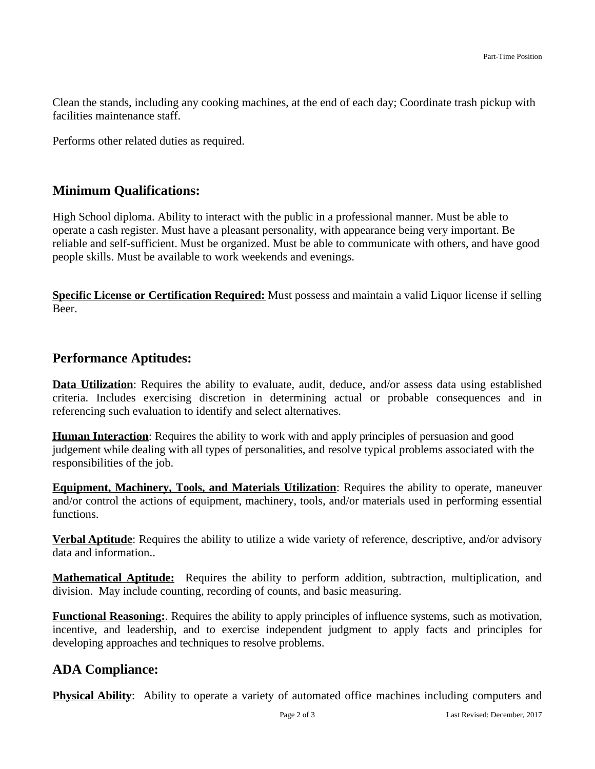Clean the stands, including any cooking machines, at the end of each day; Coordinate trash pickup with facilities maintenance staff.

Performs other related duties as required.

## Minimum Qualifications:

High School diploma. Ability to interact with the public in a professional manner. Must be able to operate a cash register. Must have a pleasant personality, with appearance being very important. Be reliable and self-sufficient. Must be organized. Must be able to communicate with others, and have good people skills. Must be available to work weekends and evenings.

**Specific License or Certification Required:** Must possess and maintain a valid Liquor license if selling Beer.

## Performance Aptitudes:

**Data Utilization**: Requires the ability to evaluate, audit, deduce, and/or assess data using established criteria. Includes exercising discretion in determining actual or probable consequences and in referencing such evaluation to identify and select alternatives.

**Human Interaction**: Requires the ability to work with and apply principles of persuasion and good judgement while dealing with all types of personalities, and resolve typical problems associated with the responsibilities of the job.

**Equipment, Machinery, Tools, and Materials Utilization**: Requires the ability to operate, maneuver and/or control the actions of equipment, machinery, tools, and/or materials used in performing essential functions.

**Verbal Aptitude**: Requires the ability to utilize a wide variety of reference, descriptive, and/or advisory data and information..

**Mathematical Aptitude:** Requires the ability to perform addition, subtraction, multiplication, and division. May include counting, recording of counts, and basic measuring.

**Functional Reasoning:**. Requires the ability to apply principles of influence systems, such as motivation, incentive, and leadership, and to exercise independent judgment to apply facts and principles for developing approaches and techniques to resolve problems.

## ADA Compliance:

**Physical Ability**: Ability to operate a variety of automated office machines including computers and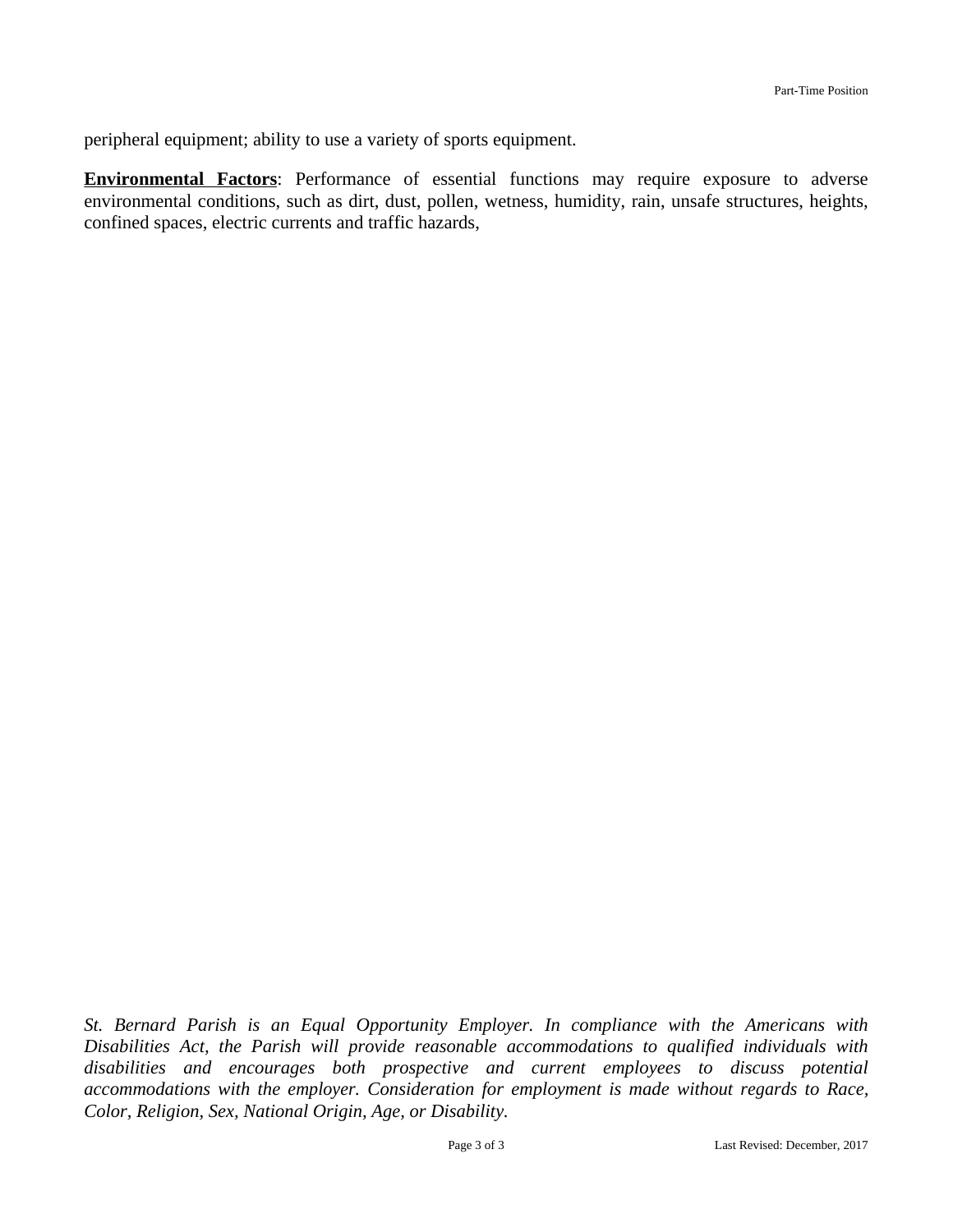peripheral equipment; ability to use a variety of sports equipment.

**Environmental Factors**: Performance of essential functions may require exposure to adverse environmental conditions, such as dirt, dust, pollen, wetness, humidity, rain, unsafe structures, heights, confined spaces, electric currents and traffic hazards,

*St. Bernard Parish is an Equal Opportunity Employer. In compliance with the Americans with Disabilities Act, the Parish will provide reasonable accommodations to qualified individuals with disabilities and encourages both prospective and current employees to discuss potential accommodations with the employer. Consideration for employment is made without regards to Race, Color, Religion, Sex, National Origin, Age, or Disability.*